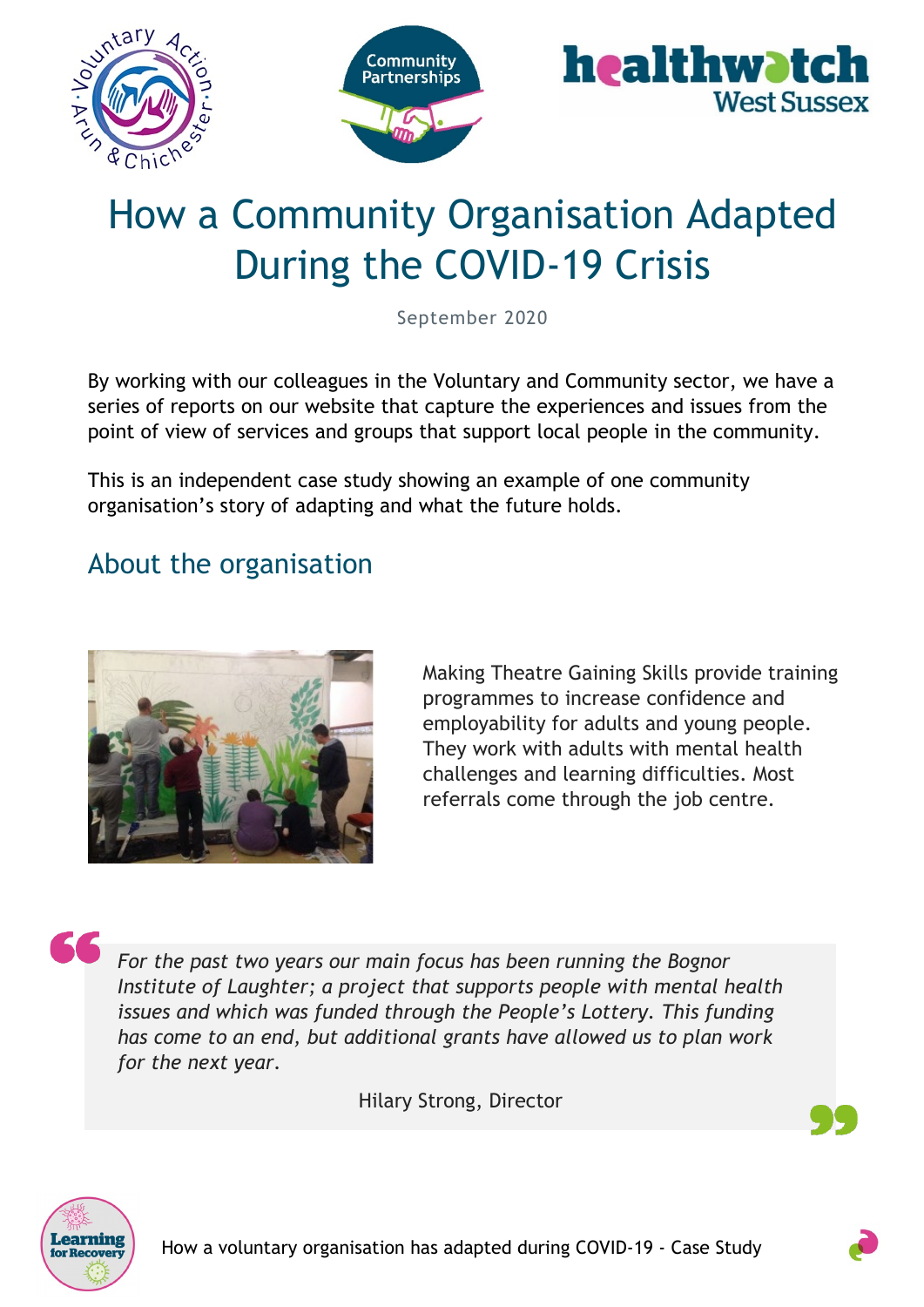# How a Community Organisation Adapted During the COVID-19 Crisis

September 2020

By working with our colleagues in the Voluntary and Community sector, we have a series of reports on our website that capture the experiences and issues from the point of view of services and groups that support local people in the community.

This is an independent case study showing an example of one community organisation's story of adapting and what the future holds.

## About the organisation

Making Theatre Gaining Skills provide training programmes to increase confidence and employability for adults and young people. They work with adults with mental health challenges and learning difficulties. Most referrals come through the job centre.

> *For the past two years our main focus has been running the Bognor Institute of Laughter; a project that supports people with mental health issues and which was funded through the People's Lottery. This funding has come to an end, but additional grants have allowed us to plan work for the next year.*
>
> Hilary Strong, Director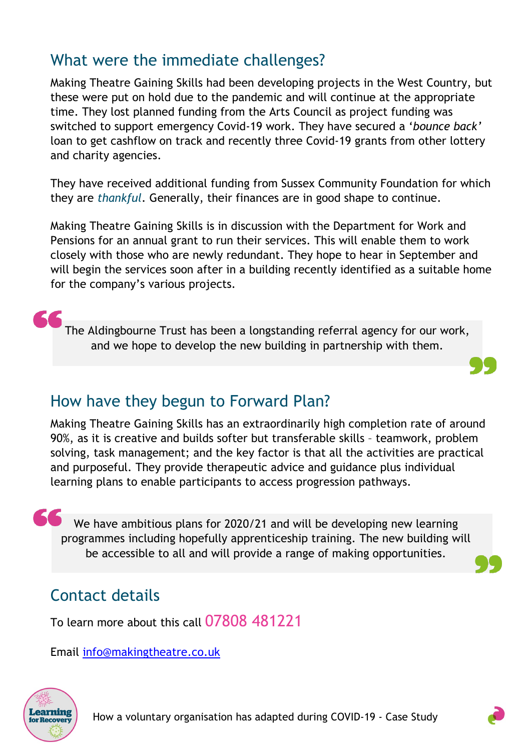## What were the immediate challenges?

Making Theatre Gaining Skills had been developing projects in the West Country, but these were put on hold due to the pandemic and will continue at the appropriate time. They lost planned funding from the Arts Council as project funding was switched to support emergency Covid-19 work. They have secured a '*bounce back*' loan to get cashflow on track and recently three Covid-19 grants from other lottery and charity agencies.

They have received additional funding from Sussex Community Foundation for which they are *thankful*. Generally, their finances are in good shape to continue.

Making Theatre Gaining Skills is in discussion with the Department for Work and Pensions for an annual grant to run their services. This will enable them to work closely with those who are newly redundant. They hope to hear in September and will begin the services soon after in a building recently identified as a suitable home for the company's various projects.

> The Aldingbourne Trust has been a longstanding referral agency for our work, and we hope to develop the new building in partnership with them.

## How have they begun to Forward Plan?

Making Theatre Gaining Skills has an extraordinarily high completion rate of around 90%, as it is creative and builds softer but transferable skills – teamwork, problem solving, task management; and the key factor is that all the activities are practical and purposeful. They provide therapeutic advice and guidance plus individual learning plans to enable participants to access progression pathways.

> We have ambitious plans for 2020/21 and will be developing new learning programmes including hopefully apprenticeship training. The new building will be accessible to all and will provide a range of making opportunities.

## Contact details

To learn more about this call 07808 481221

Email info@makingtheatre.co.uk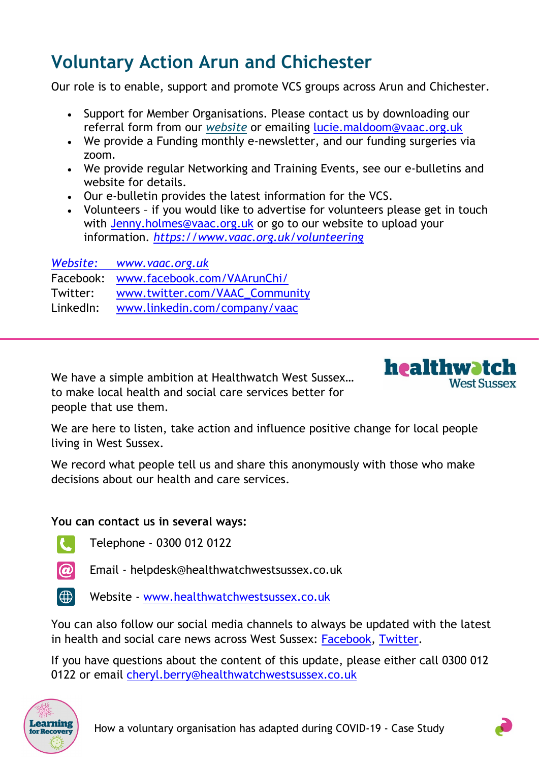# Voluntary Action Arun and Chichester

Our role is to enable, support and promote VCS groups across Arun and Chichester.

- Support for Member Organisations. Please contact us by downloading our referral form from our *website* or emailing lucie.maldoom@vaac.org.uk
- We provide a Funding monthly e-newsletter, and our funding surgeries via zoom.
- We provide regular Networking and Training Events, see our e-bulletins and website for details.
- Our e-bulletin provides the latest information for the VCS.
- Volunteers – if you would like to advertise for volunteers please get in touch with Jenny.holmes@vaac.org.uk or go to our website to upload your information. *https://www.vaac.org.uk/volunteering*

*Website:* *www.vaac.org.uk*
Facebook: www.facebook.com/VAArunChi/
Twitter: www.twitter.com/VAAC_Community
LinkedIn: www.linkedin.com/company/vaac

---

healthwatch West Sussex

We have a simple ambition at Healthwatch West Sussex… to make local health and social care services better for people that use them.

We are here to listen, take action and influence positive change for local people living in West Sussex.

We record what people tell us and share this anonymously with those who make decisions about our health and care services.

**You can contact us in several ways:**

Telephone - 0300 012 0122

Email - helpdesk@healthwatchwestsussex.co.uk

Website - www.healthwatchwestsussex.co.uk

You can also follow our social media channels to always be updated with the latest in health and social care news across West Sussex: Facebook, Twitter.

If you have questions about the content of this update, please either call 0300 012 0122 or email cheryl.berry@healthwatchwestsussex.co.uk